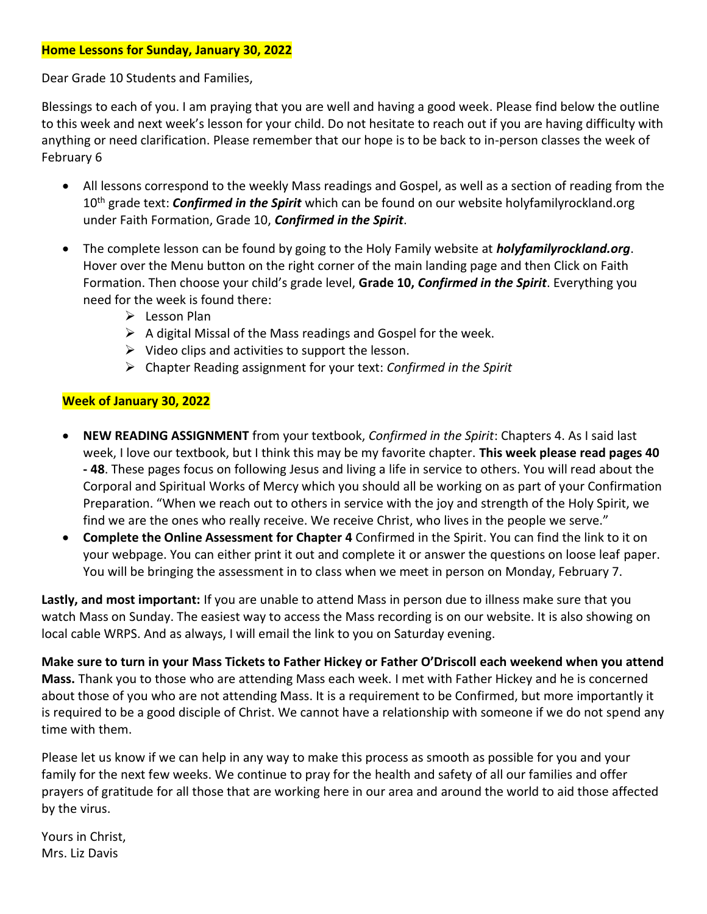**Home Lessons for Sunday, January 30, 2022**

Dear Grade 10 Students and Families,

Blessings to each of you. I am praying that you are well and having a good week. Please find below the outline to this week and next week's lesson for your child. Do not hesitate to reach out if you are having difficulty with anything or need clarification. Please remember that our hope is to be back to in-person classes the week of February 6

- All lessons correspond to the weekly Mass readings and Gospel, as well as a section of reading from the 10th grade text: ***Confirmed in the Spirit*** which can be found on our website holyfamilyrockland.org under Faith Formation, Grade 10, ***Confirmed in the Spirit***.
- The complete lesson can be found by going to the Holy Family website at ***holyfamilyrockland.org***. Hover over the Menu button on the right corner of the main landing page and then Click on Faith Formation. Then choose your child's grade level, **Grade 10, *Confirmed in the Spirit***. Everything you need for the week is found there:
  - Lesson Plan
  - A digital Missal of the Mass readings and Gospel for the week.
  - Video clips and activities to support the lesson.
  - Chapter Reading assignment for your text: *Confirmed in the Spirit*

**Week of January 30, 2022**

- **NEW READING ASSIGNMENT** from your textbook, *Confirmed in the Spirit*: Chapters 4. As I said last week, I love our textbook, but I think this may be my favorite chapter. **This week please read pages 40 - 48**. These pages focus on following Jesus and living a life in service to others. You will read about the Corporal and Spiritual Works of Mercy which you should all be working on as part of your Confirmation Preparation. "When we reach out to others in service with the joy and strength of the Holy Spirit, we find we are the ones who really receive. We receive Christ, who lives in the people we serve."
- **Complete the Online Assessment for Chapter 4** Confirmed in the Spirit. You can find the link to it on your webpage. You can either print it out and complete it or answer the questions on loose leaf paper. You will be bringing the assessment in to class when we meet in person on Monday, February 7.

**Lastly, and most important:** If you are unable to attend Mass in person due to illness make sure that you watch Mass on Sunday. The easiest way to access the Mass recording is on our website. It is also showing on local cable WRPS. And as always, I will email the link to you on Saturday evening.

**Make sure to turn in your Mass Tickets to Father Hickey or Father O'Driscoll each weekend when you attend Mass.** Thank you to those who are attending Mass each week. I met with Father Hickey and he is concerned about those of you who are not attending Mass. It is a requirement to be Confirmed, but more importantly it is required to be a good disciple of Christ. We cannot have a relationship with someone if we do not spend any time with them.

Please let us know if we can help in any way to make this process as smooth as possible for you and your family for the next few weeks. We continue to pray for the health and safety of all our families and offer prayers of gratitude for all those that are working here in our area and around the world to aid those affected by the virus.

Yours in Christ,
Mrs. Liz Davis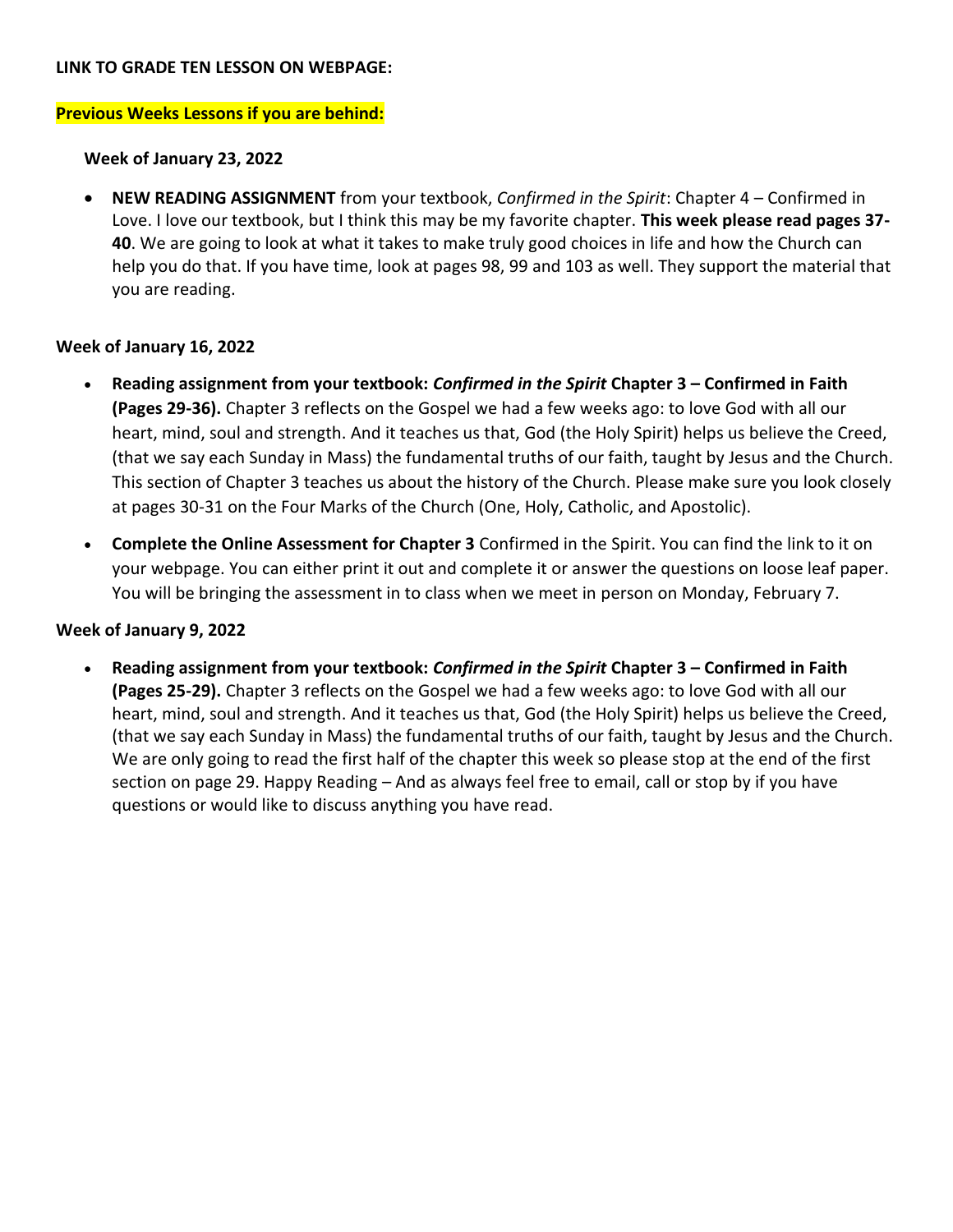**LINK TO GRADE TEN LESSON ON WEBPAGE:**

**Previous Weeks Lessons if you are behind:**

**Week of January 23, 2022**

- **NEW READING ASSIGNMENT** from your textbook, *Confirmed in the Spirit*: Chapter 4 – Confirmed in Love. I love our textbook, but I think this may be my favorite chapter. **This week please read pages 37-40**. We are going to look at what it takes to make truly good choices in life and how the Church can help you do that. If you have time, look at pages 98, 99 and 103 as well. They support the material that you are reading.

**Week of January 16, 2022**

- **Reading assignment from your textbook: *Confirmed in the Spirit* Chapter 3 – Confirmed in Faith (Pages 29-36).** Chapter 3 reflects on the Gospel we had a few weeks ago: to love God with all our heart, mind, soul and strength. And it teaches us that, God (the Holy Spirit) helps us believe the Creed, (that we say each Sunday in Mass) the fundamental truths of our faith, taught by Jesus and the Church. This section of Chapter 3 teaches us about the history of the Church. Please make sure you look closely at pages 30-31 on the Four Marks of the Church (One, Holy, Catholic, and Apostolic).
- **Complete the Online Assessment for Chapter 3** Confirmed in the Spirit. You can find the link to it on your webpage. You can either print it out and complete it or answer the questions on loose leaf paper. You will be bringing the assessment in to class when we meet in person on Monday, February 7.

**Week of January 9, 2022**

- **Reading assignment from your textbook: *Confirmed in the Spirit* Chapter 3 – Confirmed in Faith (Pages 25-29).** Chapter 3 reflects on the Gospel we had a few weeks ago: to love God with all our heart, mind, soul and strength. And it teaches us that, God (the Holy Spirit) helps us believe the Creed, (that we say each Sunday in Mass) the fundamental truths of our faith, taught by Jesus and the Church. We are only going to read the first half of the chapter this week so please stop at the end of the first section on page 29. Happy Reading – And as always feel free to email, call or stop by if you have questions or would like to discuss anything you have read.